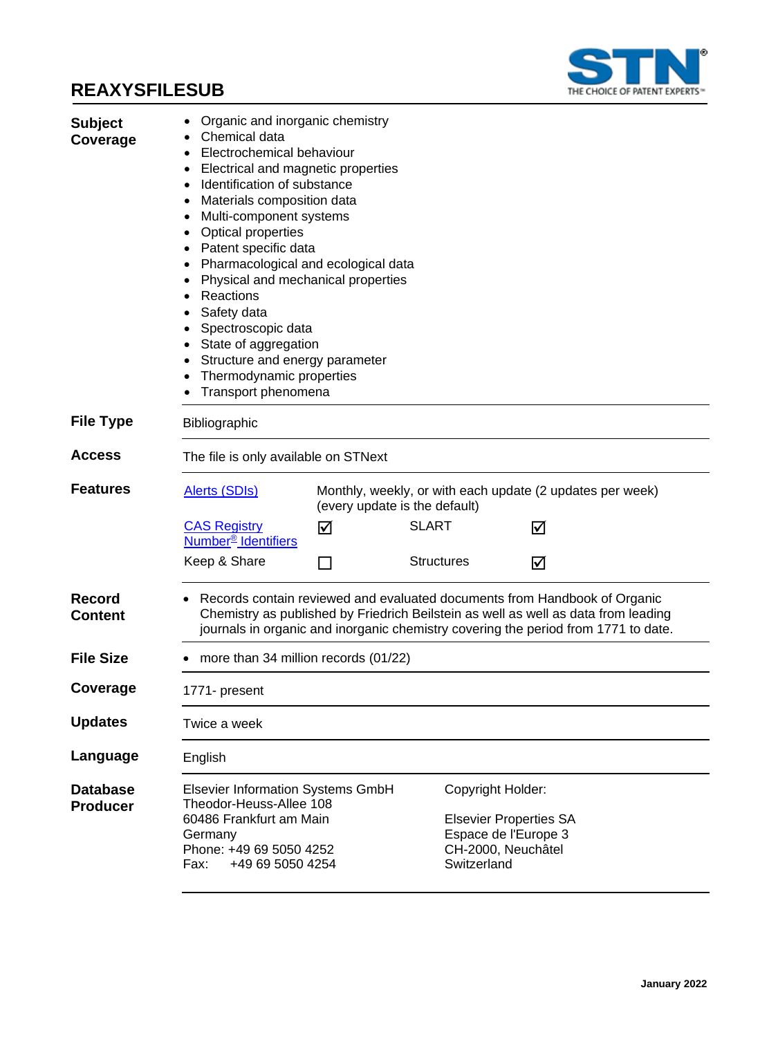# REAXYSFILESUB

**Subject Coverage**

- Organic and inorganic chemistry
- Chemical data
- Electrochemical behaviour
- Electrical and magnetic properties
- Identification of substance
- Materials composition data
- Multi-component systems
- Optical properties
- Patent specific data
- Pharmacological and ecological data
- Physical and mechanical properties
- Reactions
- Safety data
- Spectroscopic data
- State of aggregation
- Structure and energy parameter
- Thermodynamic properties
- Transport phenomena

**File Type**

Bibliographic

**Access**

The file is only available on STNext

**Features**

| | | | |
|---|---|---|---|
| Alerts (SDIs) | Monthly, weekly, or with each update (2 updates per week) (every update is the default) | | |
| CAS Registry Number® Identifiers | ☑ | SLART | ☑ |
| Keep & Share | ☐ | Structures | ☑ |

**Record Content**

- Records contain reviewed and evaluated documents from Handbook of Organic Chemistry as published by Friedrich Beilstein as well as well as data from leading journals in organic and inorganic chemistry covering the period from 1771 to date.

**File Size**

- more than 34 million records (01/22)

**Coverage**

1771- present

**Updates**

Twice a week

**Language**

English

**Database Producer**

Elsevier Information Systems GmbH
Theodor-Heuss-Allee 108
60486 Frankfurt am Main
Germany
Phone: +49 69 5050 4252
Fax: +49 69 5050 4254

Copyright Holder:

Elsevier Properties SA
Espace de l'Europe 3
CH-2000, Neuchâtel
Switzerland

January 2022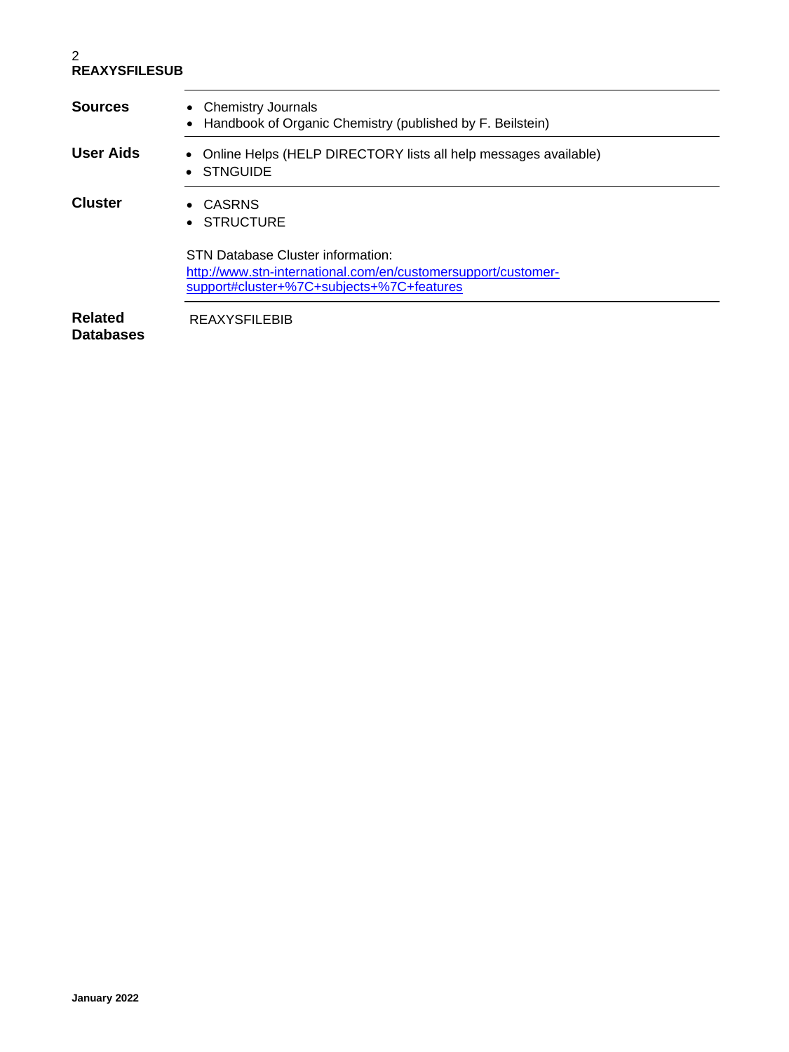| | |
|---|---|
| **Sources** | • Chemistry Journals<br>• Handbook of Organic Chemistry (published by F. Beilstein) |
| **User Aids** | • Online Helps (HELP DIRECTORY lists all help messages available)<br>• STNGUIDE |
| **Cluster** | • CASRNS<br>• STRUCTURE<br><br>STN Database Cluster information:<br>[http://www.stn-international.com/en/customersupport/customer-support#cluster+%7C+subjects+%7C+features](http://www.stn-international.com/en/customersupport/customer-support#cluster+%7C+subjects+%7C+features) |
| **Related Databases** | REAXYSFILEBIB |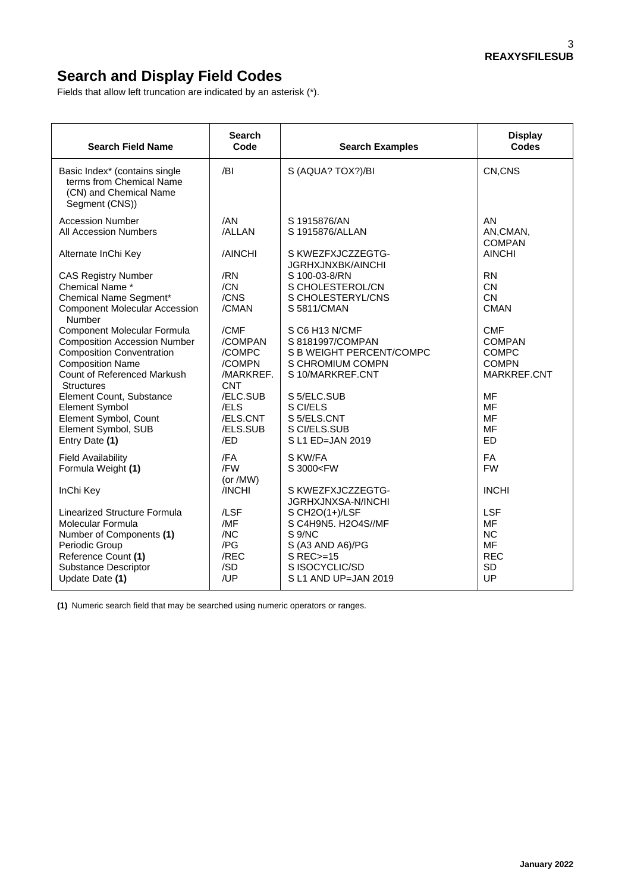# Search and Display Field Codes

Fields that allow left truncation are indicated by an asterisk (*).

| Search Field Name | Search Code | Search Examples | Display Codes |
|---|---|---|---|
| Basic Index* (contains single terms from Chemical Name (CN) and Chemical Name Segment (CNS)) | /BI | S (AQUA? TOX?)/BI | CN,CNS |
| Accession Number | /AN | S 1915876/AN | AN |
| All Accession Numbers | /ALLAN | S 1915876/ALLAN | AN,CMAN, COMPAN |
| Alternate InChi Key | /AINCHI | S KWEZFXJCZZEGTG-JGRHXJNXBK/AINCHI | AINCHI |
| CAS Registry Number | /RN | S 100-03-8/RN | RN |
| Chemical Name * | /CN | S CHOLESTEROL/CN | CN |
| Chemical Name Segment* | /CNS | S CHOLESTERYL/CNS | CN |
| Component Molecular Accession Number | /CMAN | S 5811/CMAN | CMAN |
| Component Molecular Formula | /CMF | S C6 H13 N/CMF | CMF |
| Composition Accession Number | /COMPAN | S 8181997/COMPAN | COMPAN |
| Composition Conventration | /COMPC | S B WEIGHT PERCENT/COMPC | COMPC |
| Composition Name | /COMPN | S CHROMIUM COMPN | COMPN |
| Count of Referenced Markush Structures | /MARKREF.CNT | S 10/MARKREF.CNT | MARKREF.CNT |
| Element Count, Substance | /ELC.SUB | S 5/ELC.SUB | MF |
| Element Symbol | /ELS | S Cl/ELS | MF |
| Element Symbol, Count | /ELS.CNT | S 5/ELS.CNT | MF |
| Element Symbol, SUB | /ELS.SUB | S Cl/ELS.SUB | MF |
| Entry Date **(1)** | /ED | S L1 ED=JAN 2019 | ED |
| Field Availability | /FA | S KW/FA | FA |
| Formula Weight **(1)** | /FW (or /MW) | S 3000<FW | FW |
| InChi Key | /INCHI | S KWEZFXJCZZEGTG-JGRHXJNXSA-N/INCHI | INCHI |
| Linearized Structure Formula | /LSF | S CH2O(1+)/LSF | LSF |
| Molecular Formula | /MF | S C4H9N5. H2O4S//MF | MF |
| Number of Components **(1)** | /NC | S 9/NC | NC |
| Periodic Group | /PG | S (A3 AND A6)/PG | MF |
| Reference Count **(1)** | /REC | S REC>=15 | REC |
| Substance Descriptor | /SD | S ISOCYCLIC/SD | SD |
| Update Date **(1)** | /UP | S L1 AND UP=JAN 2019 | UP |

**(1)** Numeric search field that may be searched using numeric operators or ranges.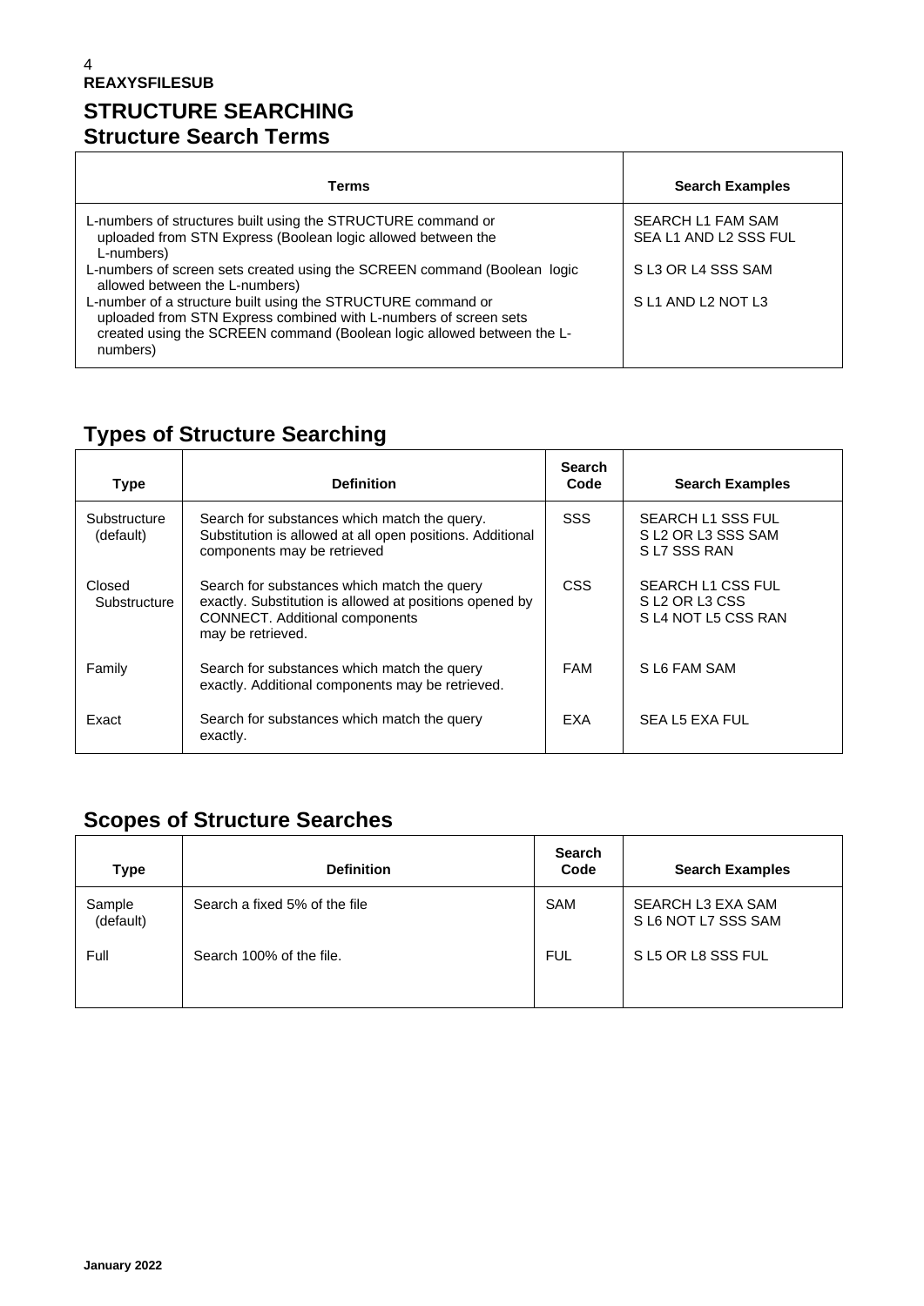# STRUCTURE SEARCHING

## Structure Search Terms

| Terms | Search Examples |
|---|---|
| L-numbers of structures built using the STRUCTURE command or uploaded from STN Express (Boolean logic allowed between the L-numbers) | SEARCH L1 FAM SAM<br>SEA L1 AND L2 SSS FUL |
| L-numbers of screen sets created using the SCREEN command (Boolean logic allowed between the L-numbers) | S L3 OR L4 SSS SAM |
| L-number of a structure built using the STRUCTURE command or uploaded from STN Express combined with L-numbers of screen sets created using the SCREEN command (Boolean logic allowed between the L-numbers) | S L1 AND L2 NOT L3 |

## Types of Structure Searching

| Type | Definition | Search Code | Search Examples |
|---|---|---|---|
| Substructure (default) | Search for substances which match the query. Substitution is allowed at all open positions. Additional components may be retrieved | SSS | SEARCH L1 SSS FUL<br>S L2 OR L3 SSS SAM<br>S L7 SSS RAN |
| Closed Substructure | Search for substances which match the query exactly. Substitution is allowed at positions opened by CONNECT. Additional components may be retrieved. | CSS | SEARCH L1 CSS FUL<br>S L2 OR L3 CSS<br>S L4 NOT L5 CSS RAN |
| Family | Search for substances which match the query exactly. Additional components may be retrieved. | FAM | S L6 FAM SAM |
| Exact | Search for substances which match the query exactly. | EXA | SEA L5 EXA FUL |

## Scopes of Structure Searches

| Type | Definition | Search Code | Search Examples |
|---|---|---|---|
| Sample (default) | Search a fixed 5% of the file | SAM | SEARCH L3 EXA SAM<br>S L6 NOT L7 SSS SAM |
| Full | Search 100% of the file. | FUL | S L5 OR L8 SSS FUL |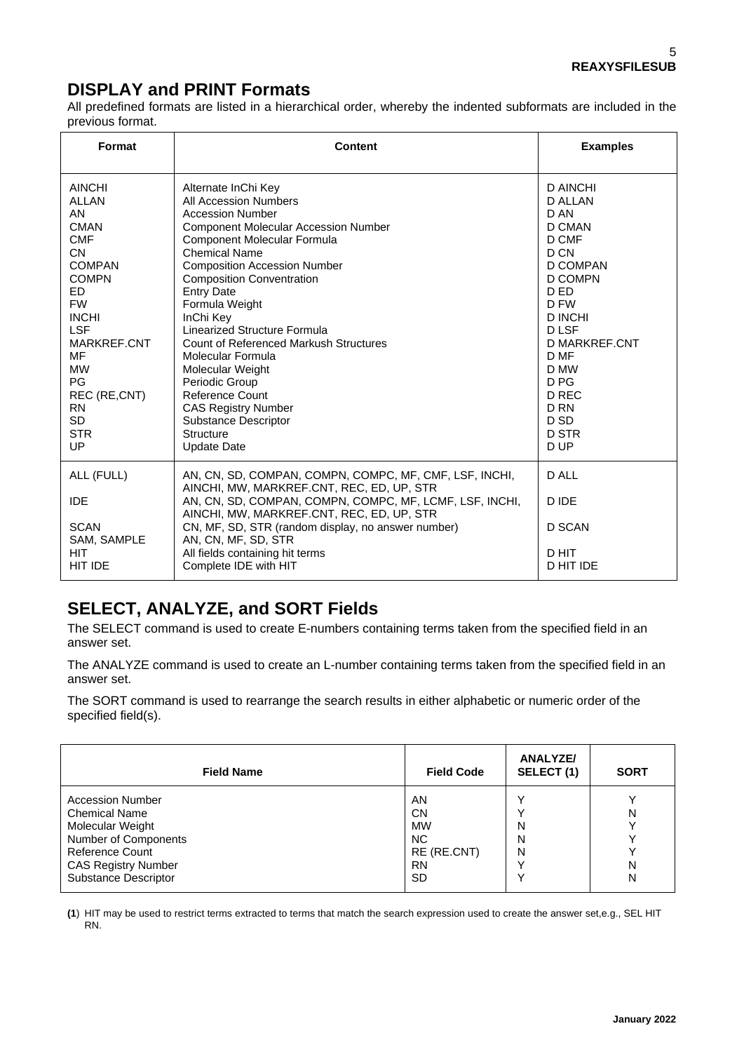## DISPLAY and PRINT Formats

All predefined formats are listed in a hierarchical order, whereby the indented subformats are included in the previous format.

| Format | Content | Examples |
|---|---|---|
| AINCHI | Alternate InChi Key | D AINCHI |
| ALLAN | All Accession Numbers | D ALLAN |
| AN | Accession Number | D AN |
| CMAN | Component Molecular Accession Number | D CMAN |
| CMF | Component Molecular Formula | D CMF |
| CN | Chemical Name | D CN |
| COMPAN | Composition Accession Number | D COMPAN |
| COMPN | Composition Conventration | D COMPN |
| ED | Entry Date | D ED |
| FW | Formula Weight | D FW |
| INCHI | InChi Key | D INCHI |
| LSF | Linearized Structure Formula | D LSF |
| MARKREF.CNT | Count of Referenced Markush Structures | D MARKREF.CNT |
| MF | Molecular Formula | D MF |
| MW | Molecular Weight | D MW |
| PG | Periodic Group | D PG |
| REC (RE,CNT) | Reference Count | D REC |
| RN | CAS Registry Number | D RN |
| SD | Substance Descriptor | D SD |
| STR | Structure | D STR |
| UP | Update Date | D UP |
| ALL (FULL) | AN, CN, SD, COMPAN, COMPN, COMPC, MF, CMF, LSF, INCHI, AINCHI, MW, MARKREF.CNT, REC, ED, UP, STR | D ALL |
| IDE | AN, CN, SD, COMPAN, COMPN, COMPC, MF, LCMF, LSF, INCHI, AINCHI, MW, MARKREF.CNT, REC, ED, UP, STR | D IDE |
| SCAN | CN, MF, SD, STR (random display, no answer number) | D SCAN |
| SAM, SAMPLE | AN, CN, MF, SD, STR | |
| HIT | All fields containing hit terms | D HIT |
| HIT IDE | Complete IDE with HIT | D HIT IDE |

## SELECT, ANALYZE, and SORT Fields

The SELECT command is used to create E-numbers containing terms taken from the specified field in an answer set.

The ANALYZE command is used to create an L-number containing terms taken from the specified field in an answer set.

The SORT command is used to rearrange the search results in either alphabetic or numeric order of the specified field(s).

| Field Name | Field Code | ANALYZE/ SELECT (1) | SORT |
|---|---|---|---|
| Accession Number | AN | Y | Y |
| Chemical Name | CN | Y | N |
| Molecular Weight | MW | N | Y |
| Number of Components | NC | N | Y |
| Reference Count | RE (RE.CNT) | N | Y |
| CAS Registry Number | RN | Y | N |
| Substance Descriptor | SD | Y | N |

**(1)** HIT may be used to restrict terms extracted to terms that match the search expression used to create the answer set,e.g., SEL HIT RN.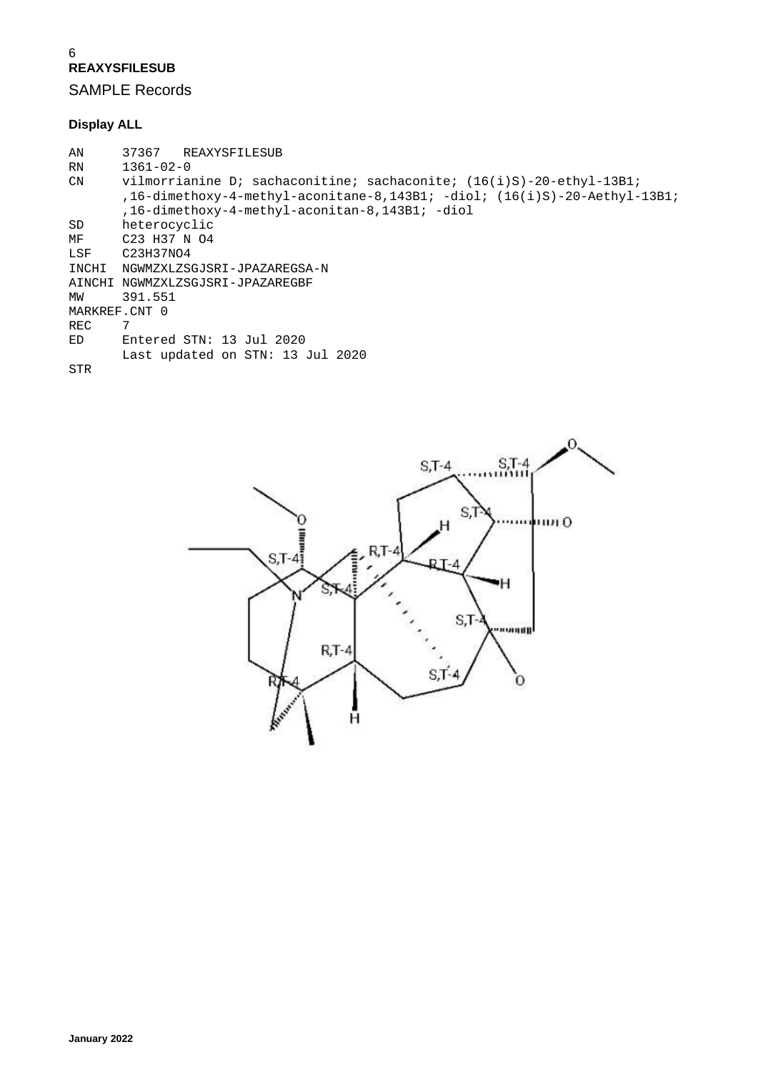**REAXYSFILESUB**

SAMPLE Records

**Display ALL**

```
AN      37367   REAXYSFILESUB
RN      1361-02-0
CN      vilmorrianine D; sachaconitine; sachaconite; (16(i)S)-20-ethyl-13B1;
        ,16-dimethoxy-4-methyl-aconitane-8,143B1; -diol; (16(i)S)-20-Aethyl-13B1;
        ,16-dimethoxy-4-methyl-aconitan-8,143B1; -diol
SD      heterocyclic
MF      C23 H37 N O4
LSF     C23H37NO4
INCHI   NGWMZXLZSGJSRI-JPAZAREGSA-N
AINCHI  NGWMZXLZSGJSRI-JPAZAREGBF
MW      391.551
MARKREF.CNT 0
REC     7
ED      Entered STN: 13 Jul 2020
        Last updated on STN: 13 Jul 2020
STR
```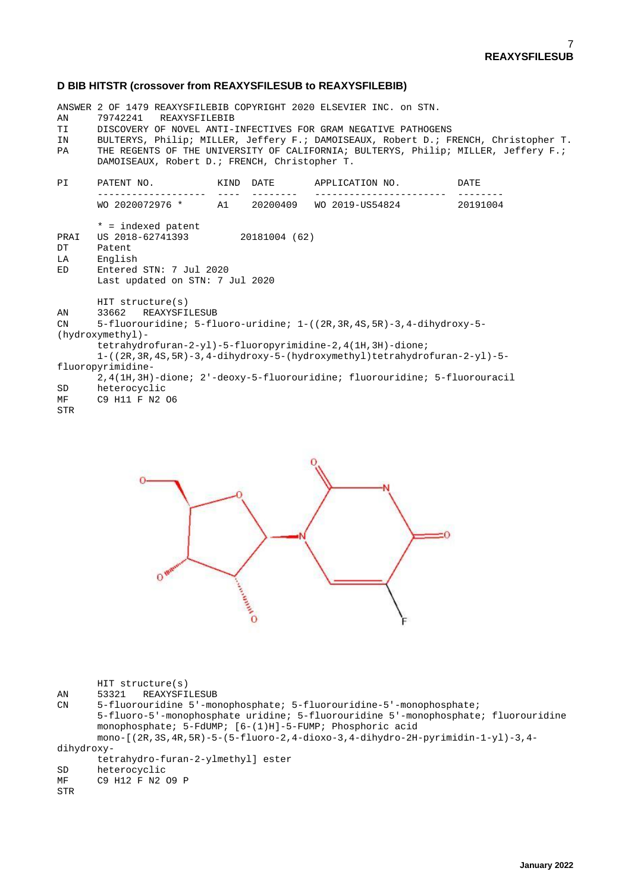### D BIB HITSTR (crossover from REAXYSFILESUB to REAXYSFILEBIB)

```
ANSWER 2 OF 1479 REAXYSFILEBIB COPYRIGHT 2020 ELSEVIER INC. on STN.
AN      79742241   REAXYSFILEBIB
TI      DISCOVERY OF NOVEL ANTI-INFECTIVES FOR GRAM NEGATIVE PATHOGENS
IN      BULTERYS, Philip; MILLER, Jeffery F.; DAMOISEAUX, Robert D.; FRENCH, Christopher T.
PA      THE REGENTS OF THE UNIVERSITY OF CALIFORNIA; BULTERYS, Philip; MILLER, Jeffery F.;
        DAMOISEAUX, Robert D.; FRENCH, Christopher T.

PI      PATENT NO.           KIND  DATE       APPLICATION NO.          DATE
        -------------------  ----  --------   -----------------------  --------
        WO 2020072976 *      A1    20200409   WO 2019-US54824          20191004

        * = indexed patent
PRAI    US 2018-62741393         20181004 (62)
DT      Patent
LA      English
ED      Entered STN: 7 Jul 2020
        Last updated on STN: 7 Jul 2020

        HIT structure(s)
AN      33662   REAXYSFILESUB
CN      5-fluorouridine; 5-fluoro-uridine; 1-((2R,3R,4S,5R)-3,4-dihydroxy-5-
(hydroxymethyl)-
        tetrahydrofuran-2-yl)-5-fluoropyrimidine-2,4(1H,3H)-dione;
        1-((2R,3R,4S,5R)-3,4-dihydroxy-5-(hydroxymethyl)tetrahydrofuran-2-yl)-5-
fluoropyrimidine-
        2,4(1H,3H)-dione; 2'-deoxy-5-fluorouridine; fluorouridine; 5-fluorouracil
SD      heterocyclic
MF      C9 H11 F N2 O6
STR
```

```
        HIT structure(s)
AN      53321   REAXYSFILESUB
CN      5-fluorouridine 5'-monophosphate; 5-fluorouridine-5'-monophosphate;
        5-fluoro-5'-monophosphate uridine; 5-fluorouridine 5'-monophosphate; fluorouridine
        monophosphate; 5-FdUMP; [6-(1)H]-5-FUMP; Phosphoric acid
        mono-[(2R,3S,4R,5R)-5-(5-fluoro-2,4-dioxo-3,4-dihydro-2H-pyrimidin-1-yl)-3,4-
dihydroxy-
        tetrahydro-furan-2-ylmethyl] ester
SD      heterocyclic
MF      C9 H12 F N2 O9 P
STR
```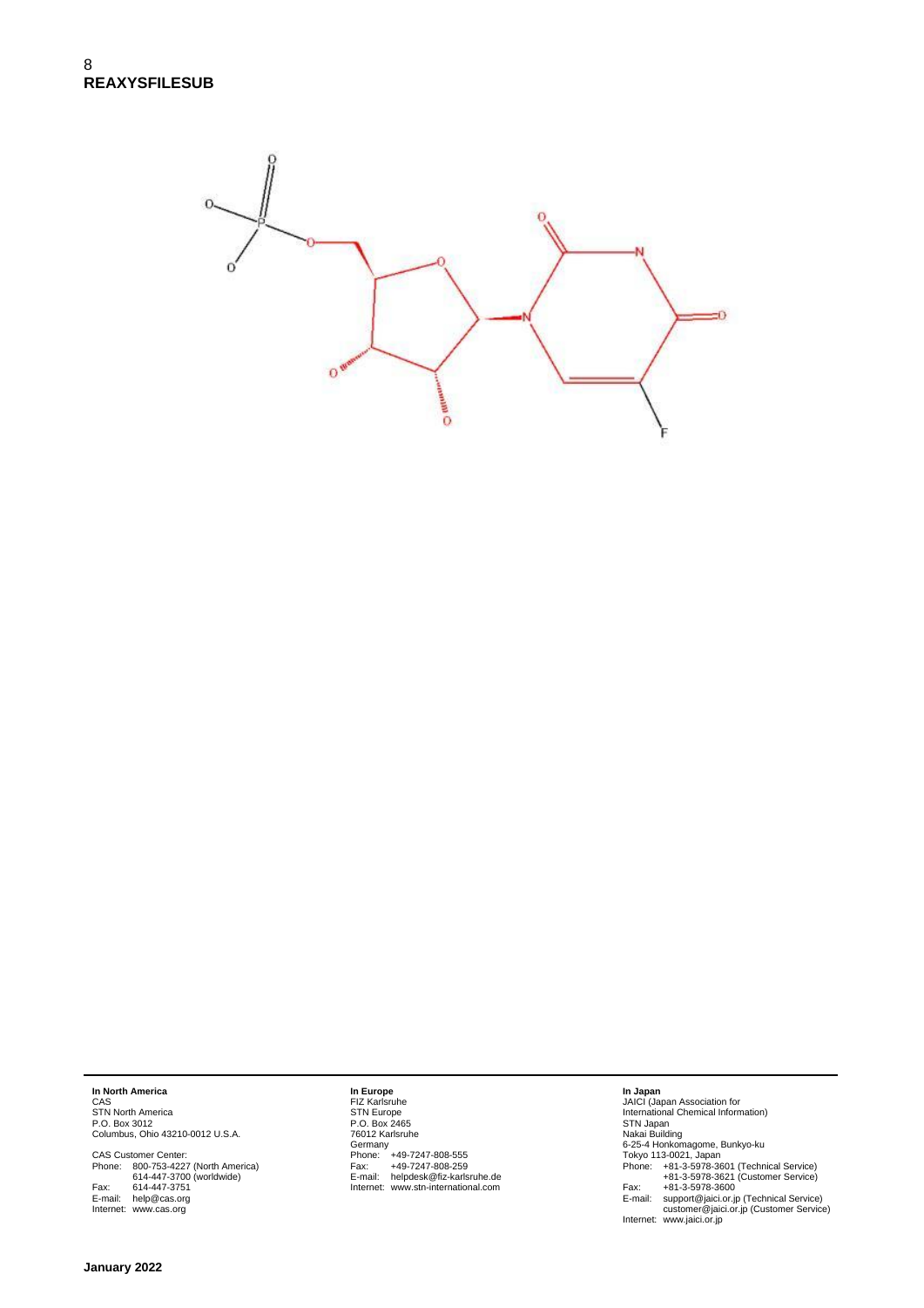**REAXYSFILESUB**

O
O
P
O
O
O
O
N
O
N
O
O
O
F

**In North America**
CAS
STN North America
P.O. Box 3012
Columbus, Ohio 43210-0012 U.S.A.

CAS Customer Center:
Phone: 800-753-4227 (North America)
614-447-3700 (worldwide)
Fax: 614-447-3751
E-mail: help@cas.org
Internet: www.cas.org

**In Europe**
FIZ Karlsruhe
STN Europe
P.O. Box 2465
76012 Karlsruhe
Germany
Phone: +49-7247-808-555
Fax: +49-7247-808-259
E-mail: helpdesk@fiz-karlsruhe.de
Internet: www.stn-international.com

**In Japan**
JAICI (Japan Association for
International Chemical Information)
STN Japan
Nakai Building
6-25-4 Honkomagome, Bunkyo-ku
Tokyo 113-0021, Japan
Phone: +81-3-5978-3601 (Technical Service)
+81-3-5978-3621 (Customer Service)
Fax: +81-3-5978-3600
E-mail: support@jaici.or.jp (Technical Service)
customer@jaici.or.jp (Customer Service)
Internet: www.jaici.or.jp

**January 2022**